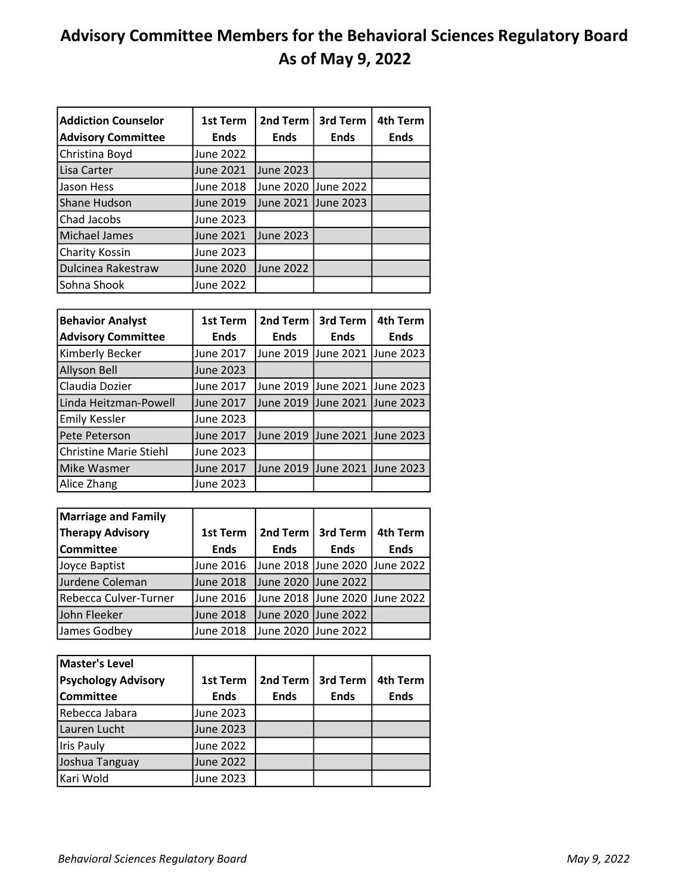# Advisory Committee Members for the Behavioral Sciences Regulatory Board As of May 9, 2022

| Addiction Counselor Advisory Committee | 1st Term Ends | 2nd Term Ends | 3rd Term Ends | 4th Term Ends |
|---|---|---|---|---|
| Christina Boyd | June 2022 | | | |
| Lisa Carter | June 2021 | June 2023 | | |
| Jason Hess | June 2018 | June 2020 | June 2022 | |
| Shane Hudson | June 2019 | June 2021 | June 2023 | |
| Chad Jacobs | June 2023 | | | |
| Michael James | June 2021 | June 2023 | | |
| Charity Kossin | June 2023 | | | |
| Dulcinea Rakestraw | June 2020 | June 2022 | | |
| Sohna Shook | June 2022 | | | |

| Behavior Analyst Advisory Committee | 1st Term Ends | 2nd Term Ends | 3rd Term Ends | 4th Term Ends |
|---|---|---|---|---|
| Kimberly Becker | June 2017 | June 2019 | June 2021 | June 2023 |
| Allyson Bell | June 2023 | | | |
| Claudia Dozier | June 2017 | June 2019 | June 2021 | June 2023 |
| Linda Heitzman-Powell | June 2017 | June 2019 | June 2021 | June 2023 |
| Emily Kessler | June 2023 | | | |
| Pete Peterson | June 2017 | June 2019 | June 2021 | June 2023 |
| Christine Marie Stiehl | June 2023 | | | |
| Mike Wasmer | June 2017 | June 2019 | June 2021 | June 2023 |
| Alice Zhang | June 2023 | | | |

| Marriage and Family Therapy Advisory Committee | 1st Term Ends | 2nd Term Ends | 3rd Term Ends | 4th Term Ends |
|---|---|---|---|---|
| Joyce Baptist | June 2016 | June 2018 | June 2020 | June 2022 |
| Jurdene Coleman | June 2018 | June 2020 | June 2022 | |
| Rebecca Culver-Turner | June 2016 | June 2018 | June 2020 | June 2022 |
| John Fleeker | June 2018 | June 2020 | June 2022 | |
| James Godbey | June 2018 | June 2020 | June 2022 | |

| Master's Level Psychology Advisory Committee | 1st Term Ends | 2nd Term Ends | 3rd Term Ends | 4th Term Ends |
|---|---|---|---|---|
| Rebecca Jabara | June 2023 | | | |
| Lauren Lucht | June 2023 | | | |
| Iris Pauly | June 2022 | | | |
| Joshua Tanguay | June 2022 | | | |
| Kari Wold | June 2023 | | | |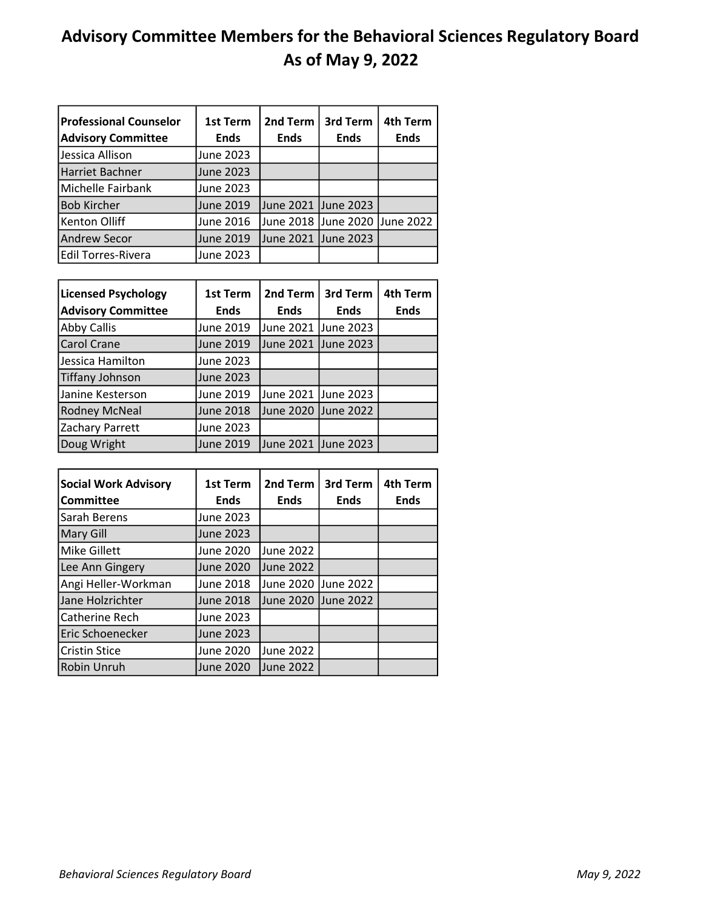# Advisory Committee Members for the Behavioral Sciences Regulatory Board As of May 9, 2022

| Professional Counselor Advisory Committee | 1st Term Ends | 2nd Term Ends | 3rd Term Ends | 4th Term Ends |
|---|---|---|---|---|
| Jessica Allison | June 2023 | | | |
| Harriet Bachner | June 2023 | | | |
| Michelle Fairbank | June 2023 | | | |
| Bob Kircher | June 2019 | June 2021 | June 2023 | |
| Kenton Olliff | June 2016 | June 2018 | June 2020 | June 2022 |
| Andrew Secor | June 2019 | June 2021 | June 2023 | |
| Edil Torres-Rivera | June 2023 | | | |

| Licensed Psychology Advisory Committee | 1st Term Ends | 2nd Term Ends | 3rd Term Ends | 4th Term Ends |
|---|---|---|---|---|
| Abby Callis | June 2019 | June 2021 | June 2023 | |
| Carol Crane | June 2019 | June 2021 | June 2023 | |
| Jessica Hamilton | June 2023 | | | |
| Tiffany Johnson | June 2023 | | | |
| Janine Kesterson | June 2019 | June 2021 | June 2023 | |
| Rodney McNeal | June 2018 | June 2020 | June 2022 | |
| Zachary Parrett | June 2023 | | | |
| Doug Wright | June 2019 | June 2021 | June 2023 | |

| Social Work Advisory Committee | 1st Term Ends | 2nd Term Ends | 3rd Term Ends | 4th Term Ends |
|---|---|---|---|---|
| Sarah Berens | June 2023 | | | |
| Mary Gill | June 2023 | | | |
| Mike Gillett | June 2020 | June 2022 | | |
| Lee Ann Gingery | June 2020 | June 2022 | | |
| Angi Heller-Workman | June 2018 | June 2020 | June 2022 | |
| Jane Holzrichter | June 2018 | June 2020 | June 2022 | |
| Catherine Rech | June 2023 | | | |
| Eric Schoenecker | June 2023 | | | |
| Cristin Stice | June 2020 | June 2022 | | |
| Robin Unruh | June 2020 | June 2022 | | |